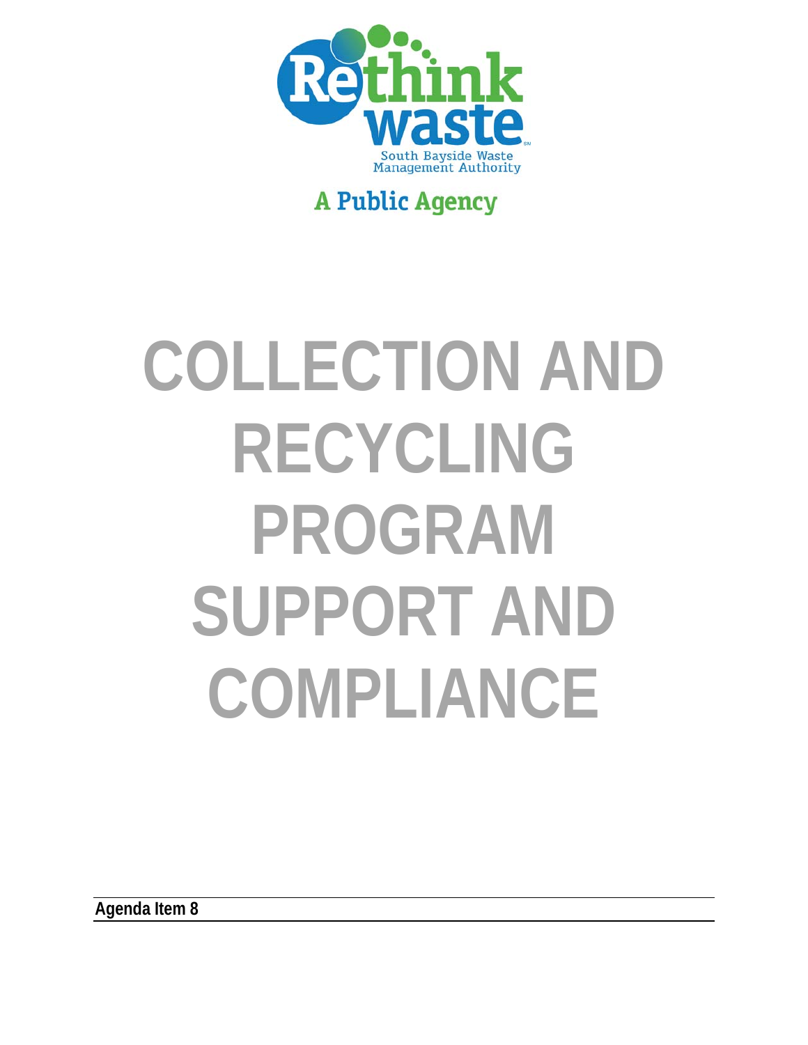Rethink waste

South Bayside Waste Management Authority

A Public Agency

# COLLECTION AND RECYCLING PROGRAM SUPPORT AND COMPLIANCE

**Agenda Item 8**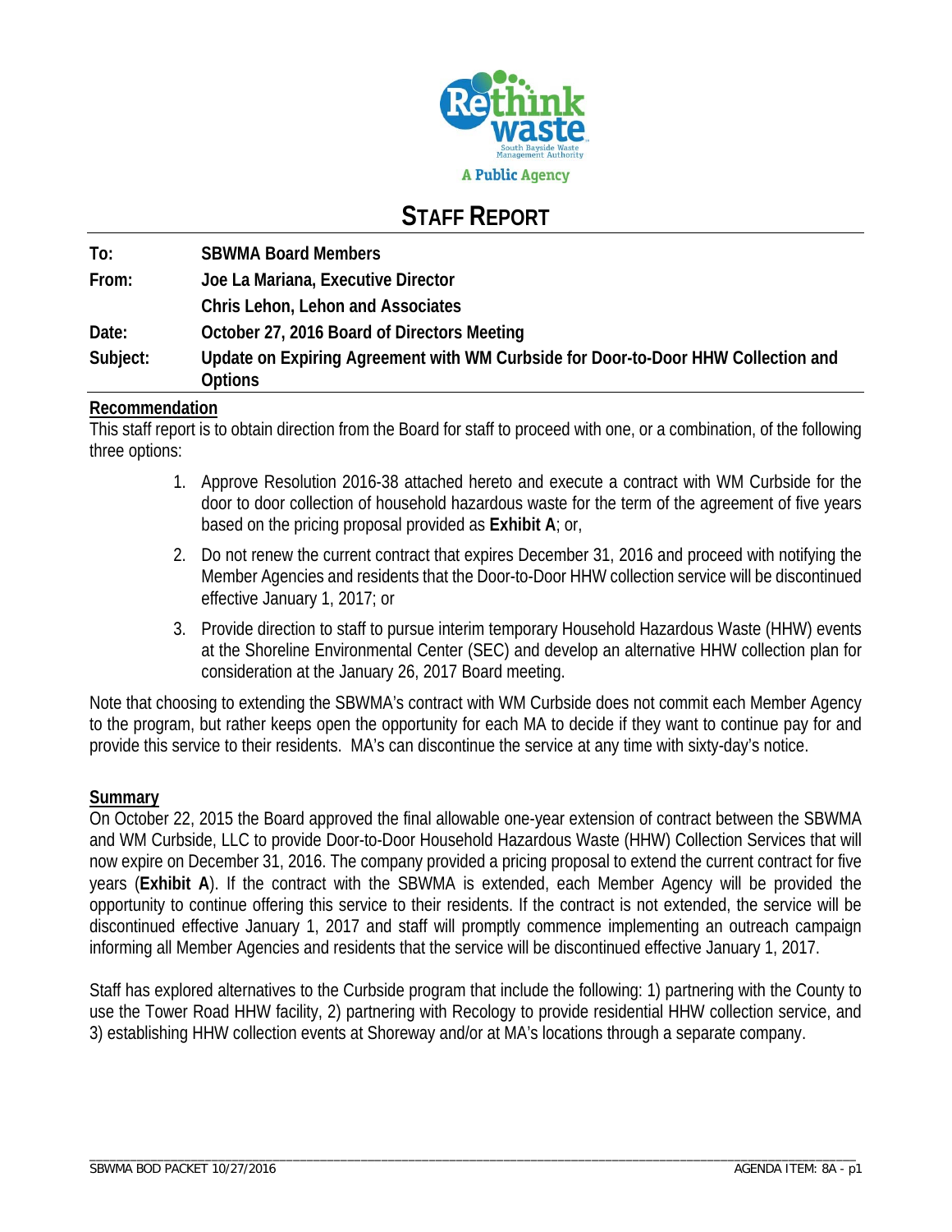# STAFF REPORT

| | |
|---|---|
| **To:** | **SBWMA Board Members** |
| **From:** | **Joe La Mariana, Executive Director** |
| | **Chris Lehon, Lehon and Associates** |
| **Date:** | **October 27, 2016 Board of Directors Meeting** |
| **Subject:** | **Update on Expiring Agreement with WM Curbside for Door-to-Door HHW Collection and Options** |

## Recommendation

This staff report is to obtain direction from the Board for staff to proceed with one, or a combination, of the following three options:

1. Approve Resolution 2016-38 attached hereto and execute a contract with WM Curbside for the door to door collection of household hazardous waste for the term of the agreement of five years based on the pricing proposal provided as **Exhibit A**; or,
2. Do not renew the current contract that expires December 31, 2016 and proceed with notifying the Member Agencies and residents that the Door-to-Door HHW collection service will be discontinued effective January 1, 2017; or
3. Provide direction to staff to pursue interim temporary Household Hazardous Waste (HHW) events at the Shoreline Environmental Center (SEC) and develop an alternative HHW collection plan for consideration at the January 26, 2017 Board meeting.

Note that choosing to extending the SBWMA's contract with WM Curbside does not commit each Member Agency to the program, but rather keeps open the opportunity for each MA to decide if they want to continue pay for and provide this service to their residents. MA's can discontinue the service at any time with sixty-day's notice.

## Summary

On October 22, 2015 the Board approved the final allowable one-year extension of contract between the SBWMA and WM Curbside, LLC to provide Door-to-Door Household Hazardous Waste (HHW) Collection Services that will now expire on December 31, 2016. The company provided a pricing proposal to extend the current contract for five years (**Exhibit A**). If the contract with the SBWMA is extended, each Member Agency will be provided the opportunity to continue offering this service to their residents. If the contract is not extended, the service will be discontinued effective January 1, 2017 and staff will promptly commence implementing an outreach campaign informing all Member Agencies and residents that the service will be discontinued effective January 1, 2017.

Staff has explored alternatives to the Curbside program that include the following: 1) partnering with the County to use the Tower Road HHW facility, 2) partnering with Recology to provide residential HHW collection service, and 3) establishing HHW collection events at Shoreway and/or at MA's locations through a separate company.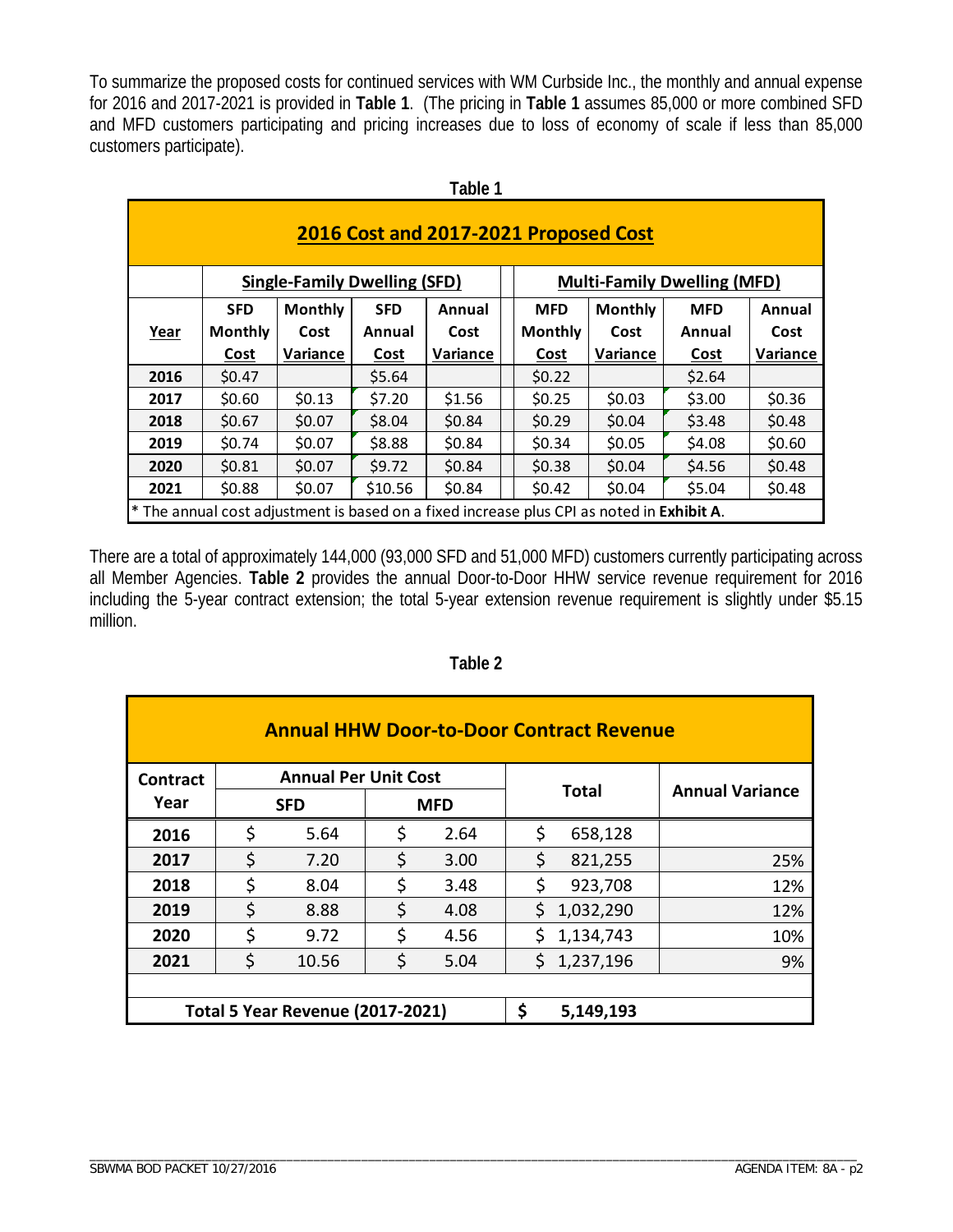To summarize the proposed costs for continued services with WM Curbside Inc., the monthly and annual expense for 2016 and 2017-2021 is provided in **Table 1**. (The pricing in **Table 1** assumes 85,000 or more combined SFD and MFD customers participating and pricing increases due to loss of economy of scale if less than 85,000 customers participate).

**Table 1**

**2016 Cost and 2017-2021 Proposed Cost**

| | Single-Family Dwelling (SFD) | | | | Multi-Family Dwelling (MFD) | | | |
|---|---|---|---|---|---|---|---|---|
| Year | SFD Monthly Cost | Monthly Cost Variance | SFD Annual Cost | Annual Cost Variance | MFD Monthly Cost | Monthly Cost Variance | MFD Annual Cost | Annual Cost Variance |
| 2016 | $0.47 | | $5.64 | | $0.22 | | $2.64 | |
| 2017 | $0.60 | $0.13 | $7.20 | $1.56 | $0.25 | $0.03 | $3.00 | $0.36 |
| 2018 | $0.67 | $0.07 | $8.04 | $0.84 | $0.29 | $0.04 | $3.48 | $0.48 |
| 2019 | $0.74 | $0.07 | $8.88 | $0.84 | $0.34 | $0.05 | $4.08 | $0.60 |
| 2020 | $0.81 | $0.07 | $9.72 | $0.84 | $0.38 | $0.04 | $4.56 | $0.48 |
| 2021 | $0.88 | $0.07 | $10.56 | $0.84 | $0.42 | $0.04 | $5.04 | $0.48 |

* The annual cost adjustment is based on a fixed increase plus CPI as noted in **Exhibit A**.

There are a total of approximately 144,000 (93,000 SFD and 51,000 MFD) customers currently participating across all Member Agencies. **Table 2** provides the annual Door-to-Door HHW service revenue requirement for 2016 including the 5-year contract extension; the total 5-year extension revenue requirement is slightly under $5.15 million.

**Table 2**

**Annual HHW Door-to-Door Contract Revenue**

| Contract Year | Annual Per Unit Cost SFD | Annual Per Unit Cost MFD | Total | Annual Variance |
|---|---|---|---|---|
| 2016 | $ 5.64 | $ 2.64 | $ 658,128 | |
| 2017 | $ 7.20 | $ 3.00 | $ 821,255 | 25% |
| 2018 | $ 8.04 | $ 3.48 | $ 923,708 | 12% |
| 2019 | $ 8.88 | $ 4.08 | $ 1,032,290 | 12% |
| 2020 | $ 9.72 | $ 4.56 | $ 1,134,743 | 10% |
| 2021 | $ 10.56 | $ 5.04 | $ 1,237,196 | 9% |
| **Total 5 Year Revenue (2017-2021)** | | | **$ 5,149,193** | |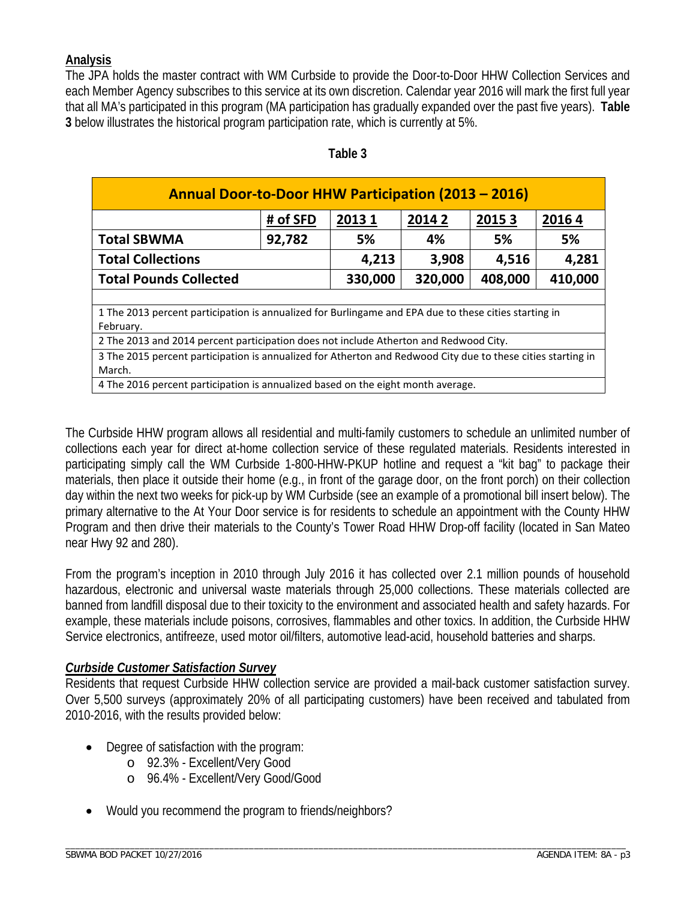## **Analysis**

The JPA holds the master contract with WM Curbside to provide the Door-to-Door HHW Collection Services and each Member Agency subscribes to this service at its own discretion. Calendar year 2016 will mark the first full year that all MA's participated in this program (MA participation has gradually expanded over the past five years). **Table 3** below illustrates the historical program participation rate, which is currently at 5%.

**Table 3**

| Annual Door-to-Door HHW Participation (2013 – 2016) | | | | | |
|---|---|---|---|---|---|
| | # of SFD | 2013 1 | 2014 2 | 2015 3 | 2016 4 |
| **Total SBWMA** | 92,782 | 5% | 4% | 5% | 5% |
| **Total Collections** | | 4,213 | 3,908 | 4,516 | 4,281 |
| **Total Pounds Collected** | | 330,000 | 320,000 | 408,000 | 410,000 |

1 The 2013 percent participation is annualized for Burlingame and EPA due to these cities starting in February.
2 The 2013 and 2014 percent participation does not include Atherton and Redwood City.
3 The 2015 percent participation is annualized for Atherton and Redwood City due to these cities starting in March.
4 The 2016 percent participation is annualized based on the eight month average.

The Curbside HHW program allows all residential and multi-family customers to schedule an unlimited number of collections each year for direct at-home collection service of these regulated materials. Residents interested in participating simply call the WM Curbside 1-800-HHW-PKUP hotline and request a "kit bag" to package their materials, then place it outside their home (e.g., in front of the garage door, on the front porch) on their collection day within the next two weeks for pick-up by WM Curbside (see an example of a promotional bill insert below). The primary alternative to the At Your Door service is for residents to schedule an appointment with the County HHW Program and then drive their materials to the County's Tower Road HHW Drop-off facility (located in San Mateo near Hwy 92 and 280).

From the program's inception in 2010 through July 2016 it has collected over 2.1 million pounds of household hazardous, electronic and universal waste materials through 25,000 collections. These materials collected are banned from landfill disposal due to their toxicity to the environment and associated health and safety hazards. For example, these materials include poisons, corrosives, flammables and other toxics. In addition, the Curbside HHW Service electronics, antifreeze, used motor oil/filters, automotive lead-acid, household batteries and sharps.

### ***Curbside Customer Satisfaction Survey***

Residents that request Curbside HHW collection service are provided a mail-back customer satisfaction survey. Over 5,500 surveys (approximately 20% of all participating customers) have been received and tabulated from 2010-2016, with the results provided below:

- Degree of satisfaction with the program:
  - 92.3% - Excellent/Very Good
  - 96.4% - Excellent/Very Good/Good
- Would you recommend the program to friends/neighbors?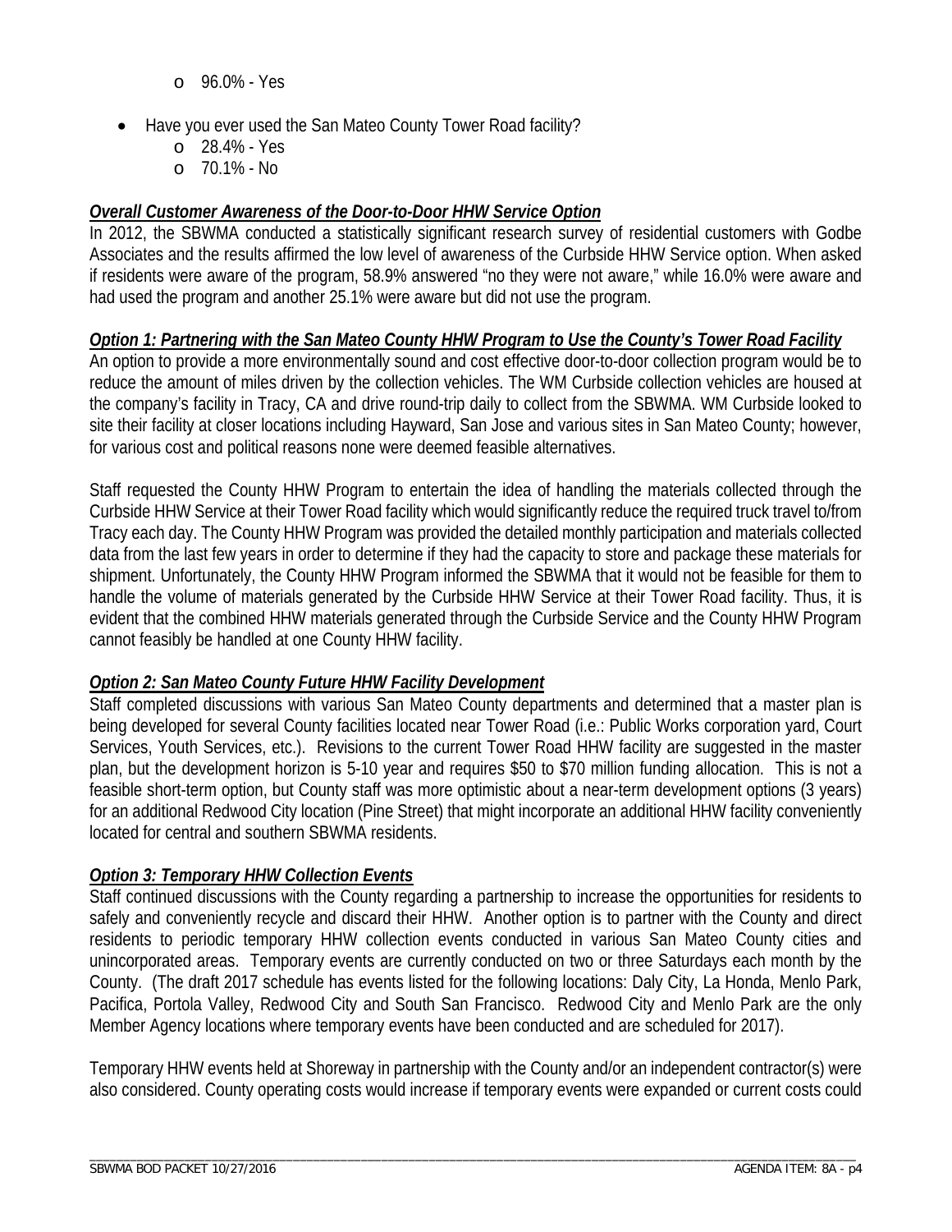- 96.0% - Yes

- Have you ever used the San Mateo County Tower Road facility?
    - 28.4% - Yes
    - 70.1% - No

***Overall Customer Awareness of the Door-to-Door HHW Service Option***

In 2012, the SBWMA conducted a statistically significant research survey of residential customers with Godbe Associates and the results affirmed the low level of awareness of the Curbside HHW Service option. When asked if residents were aware of the program, 58.9% answered "no they were not aware," while 16.0% were aware and had used the program and another 25.1% were aware but did not use the program.

***Option 1: Partnering with the San Mateo County HHW Program to Use the County's Tower Road Facility***

An option to provide a more environmentally sound and cost effective door-to-door collection program would be to reduce the amount of miles driven by the collection vehicles. The WM Curbside collection vehicles are housed at the company's facility in Tracy, CA and drive round-trip daily to collect from the SBWMA. WM Curbside looked to site their facility at closer locations including Hayward, San Jose and various sites in San Mateo County; however, for various cost and political reasons none were deemed feasible alternatives.

Staff requested the County HHW Program to entertain the idea of handling the materials collected through the Curbside HHW Service at their Tower Road facility which would significantly reduce the required truck travel to/from Tracy each day. The County HHW Program was provided the detailed monthly participation and materials collected data from the last few years in order to determine if they had the capacity to store and package these materials for shipment. Unfortunately, the County HHW Program informed the SBWMA that it would not be feasible for them to handle the volume of materials generated by the Curbside HHW Service at their Tower Road facility. Thus, it is evident that the combined HHW materials generated through the Curbside Service and the County HHW Program cannot feasibly be handled at one County HHW facility.

***Option 2: San Mateo County Future HHW Facility Development***

Staff completed discussions with various San Mateo County departments and determined that a master plan is being developed for several County facilities located near Tower Road (i.e.: Public Works corporation yard, Court Services, Youth Services, etc.). Revisions to the current Tower Road HHW facility are suggested in the master plan, but the development horizon is 5-10 year and requires $50 to $70 million funding allocation. This is not a feasible short-term option, but County staff was more optimistic about a near-term development options (3 years) for an additional Redwood City location (Pine Street) that might incorporate an additional HHW facility conveniently located for central and southern SBWMA residents.

***Option 3: Temporary HHW Collection Events***

Staff continued discussions with the County regarding a partnership to increase the opportunities for residents to safely and conveniently recycle and discard their HHW. Another option is to partner with the County and direct residents to periodic temporary HHW collection events conducted in various San Mateo County cities and unincorporated areas. Temporary events are currently conducted on two or three Saturdays each month by the County. (The draft 2017 schedule has events listed for the following locations: Daly City, La Honda, Menlo Park, Pacifica, Portola Valley, Redwood City and South San Francisco. Redwood City and Menlo Park are the only Member Agency locations where temporary events have been conducted and are scheduled for 2017).

Temporary HHW events held at Shoreway in partnership with the County and/or an independent contractor(s) were also considered. County operating costs would increase if temporary events were expanded or current costs could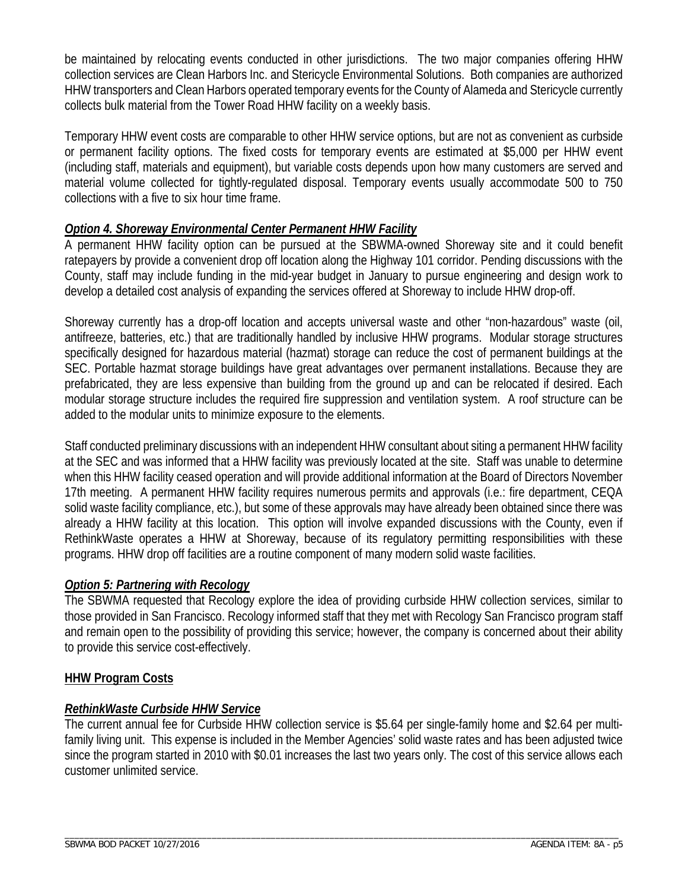be maintained by relocating events conducted in other jurisdictions. The two major companies offering HHW collection services are Clean Harbors Inc. and Stericycle Environmental Solutions. Both companies are authorized HHW transporters and Clean Harbors operated temporary events for the County of Alameda and Stericycle currently collects bulk material from the Tower Road HHW facility on a weekly basis.

Temporary HHW event costs are comparable to other HHW service options, but are not as convenient as curbside or permanent facility options. The fixed costs for temporary events are estimated at $5,000 per HHW event (including staff, materials and equipment), but variable costs depends upon how many customers are served and material volume collected for tightly-regulated disposal. Temporary events usually accommodate 500 to 750 collections with a five to six hour time frame.

***Option 4. Shoreway Environmental Center Permanent HHW Facility***

A permanent HHW facility option can be pursued at the SBWMA-owned Shoreway site and it could benefit ratepayers by provide a convenient drop off location along the Highway 101 corridor. Pending discussions with the County, staff may include funding in the mid-year budget in January to pursue engineering and design work to develop a detailed cost analysis of expanding the services offered at Shoreway to include HHW drop-off.

Shoreway currently has a drop-off location and accepts universal waste and other "non-hazardous" waste (oil, antifreeze, batteries, etc.) that are traditionally handled by inclusive HHW programs. Modular storage structures specifically designed for hazardous material (hazmat) storage can reduce the cost of permanent buildings at the SEC. Portable hazmat storage buildings have great advantages over permanent installations. Because they are prefabricated, they are less expensive than building from the ground up and can be relocated if desired. Each modular storage structure includes the required fire suppression and ventilation system. A roof structure can be added to the modular units to minimize exposure to the elements.

Staff conducted preliminary discussions with an independent HHW consultant about siting a permanent HHW facility at the SEC and was informed that a HHW facility was previously located at the site. Staff was unable to determine when this HHW facility ceased operation and will provide additional information at the Board of Directors November 17th meeting. A permanent HHW facility requires numerous permits and approvals (i.e.: fire department, CEQA solid waste facility compliance, etc.), but some of these approvals may have already been obtained since there was already a HHW facility at this location. This option will involve expanded discussions with the County, even if RethinkWaste operates a HHW at Shoreway, because of its regulatory permitting responsibilities with these programs. HHW drop off facilities are a routine component of many modern solid waste facilities.

***Option 5: Partnering with Recology***

The SBWMA requested that Recology explore the idea of providing curbside HHW collection services, similar to those provided in San Francisco. Recology informed staff that they met with Recology San Francisco program staff and remain open to the possibility of providing this service; however, the company is concerned about their ability to provide this service cost-effectively.

**HHW Program Costs**

***RethinkWaste Curbside HHW Service***

The current annual fee for Curbside HHW collection service is $5.64 per single-family home and $2.64 per multi-family living unit. This expense is included in the Member Agencies' solid waste rates and has been adjusted twice since the program started in 2010 with $0.01 increases the last two years only. The cost of this service allows each customer unlimited service.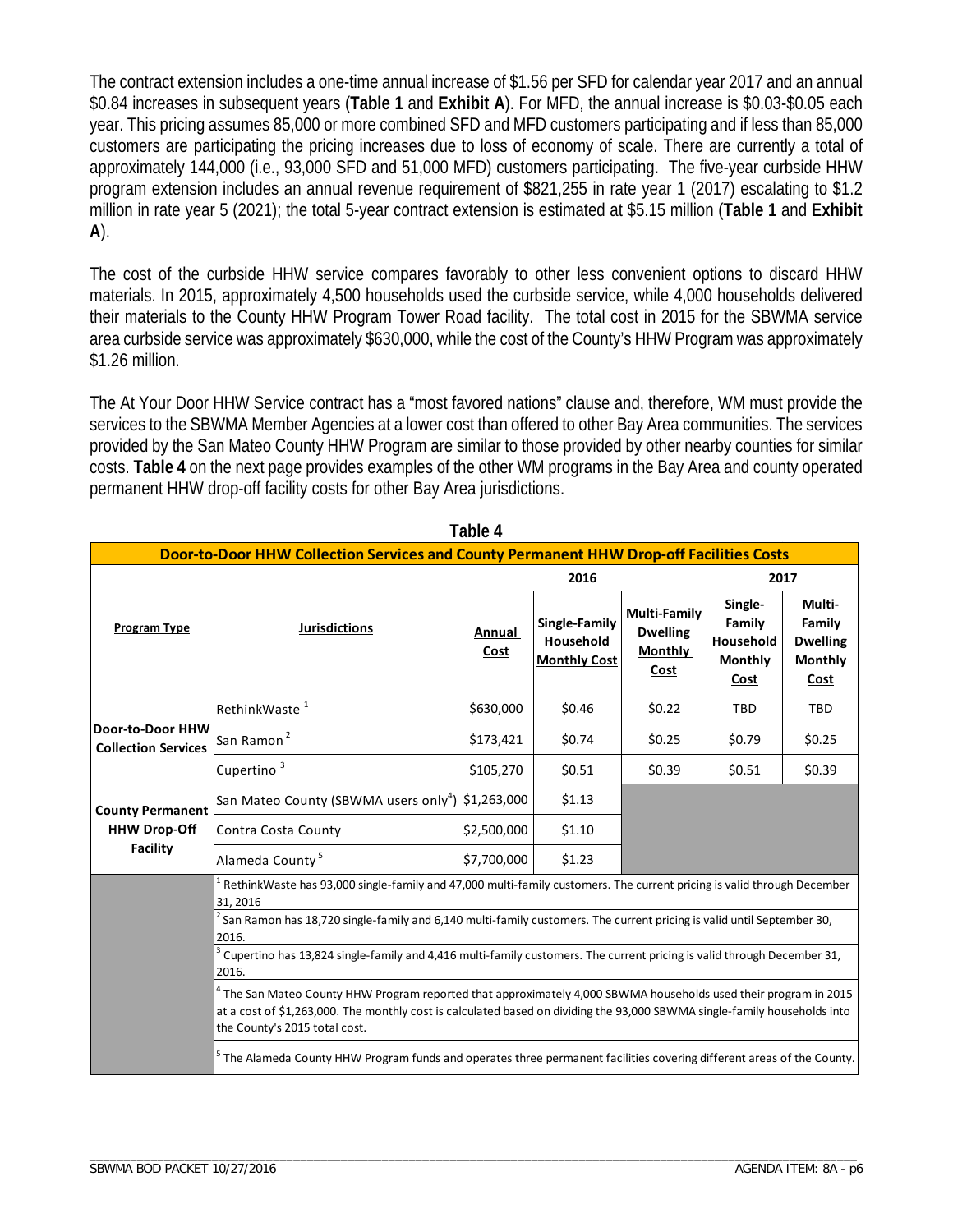The contract extension includes a one-time annual increase of $1.56 per SFD for calendar year 2017 and an annual $0.84 increases in subsequent years (**Table 1** and **Exhibit A**). For MFD, the annual increase is $0.03-$0.05 each year. This pricing assumes 85,000 or more combined SFD and MFD customers participating and if less than 85,000 customers are participating the pricing increases due to loss of economy of scale. There are currently a total of approximately 144,000 (i.e., 93,000 SFD and 51,000 MFD) customers participating. The five-year curbside HHW program extension includes an annual revenue requirement of $821,255 in rate year 1 (2017) escalating to $1.2 million in rate year 5 (2021); the total 5-year contract extension is estimated at $5.15 million (**Table 1** and **Exhibit A**).

The cost of the curbside HHW service compares favorably to other less convenient options to discard HHW materials. In 2015, approximately 4,500 households used the curbside service, while 4,000 households delivered their materials to the County HHW Program Tower Road facility. The total cost in 2015 for the SBWMA service area curbside service was approximately $630,000, while the cost of the County's HHW Program was approximately $1.26 million.

The At Your Door HHW Service contract has a "most favored nations" clause and, therefore, WM must provide the services to the SBWMA Member Agencies at a lower cost than offered to other Bay Area communities. The services provided by the San Mateo County HHW Program are similar to those provided by other nearby counties for similar costs. **Table 4** on the next page provides examples of the other WM programs in the Bay Area and county operated permanent HHW drop-off facility costs for other Bay Area jurisdictions.

**Table 4**

**Door-to-Door HHW Collection Services and County Permanent HHW Drop-off Facilities Costs**

| Program Type | Jurisdictions | 2016 | | | 2017 | |
|---|---|---|---|---|---|---|
| | | Annual Cost | Single-Family Household Monthly Cost | Multi-Family Dwelling Monthly Cost | Single-Family Household Monthly Cost | Multi-Family Dwelling Monthly Cost |
| Door-to-Door HHW Collection Services | RethinkWaste [1] | $630,000 | $0.46 | $0.22 | TBD | TBD |
| | San Ramon [2] | $173,421 | $0.74 | $0.25 | $0.79 | $0.25 |
| | Cupertino [3] | $105,270 | $0.51 | $0.39 | $0.51 | $0.39 |
| County Permanent HHW Drop-Off Facility | San Mateo County (SBWMA users only[4]) | $1,263,000 | $1.13 | | | |
| | Contra Costa County | $2,500,000 | $1.10 | | | |
| | Alameda County [5] | $7,700,000 | $1.23 | | | |

[1] RethinkWaste has 93,000 single-family and 47,000 multi-family customers. The current pricing is valid through December 31, 2016

[2] San Ramon has 18,720 single-family and 6,140 multi-family customers. The current pricing is valid until September 30, 2016.

[3] Cupertino has 13,824 single-family and 4,416 multi-family customers. The current pricing is valid through December 31, 2016.

[4] The San Mateo County HHW Program reported that approximately 4,000 SBWMA households used their program in 2015 at a cost of $1,263,000. The monthly cost is calculated based on dividing the 93,000 SBWMA single-family households into the County's 2015 total cost.

[5] The Alameda County HHW Program funds and operates three permanent facilities covering different areas of the County.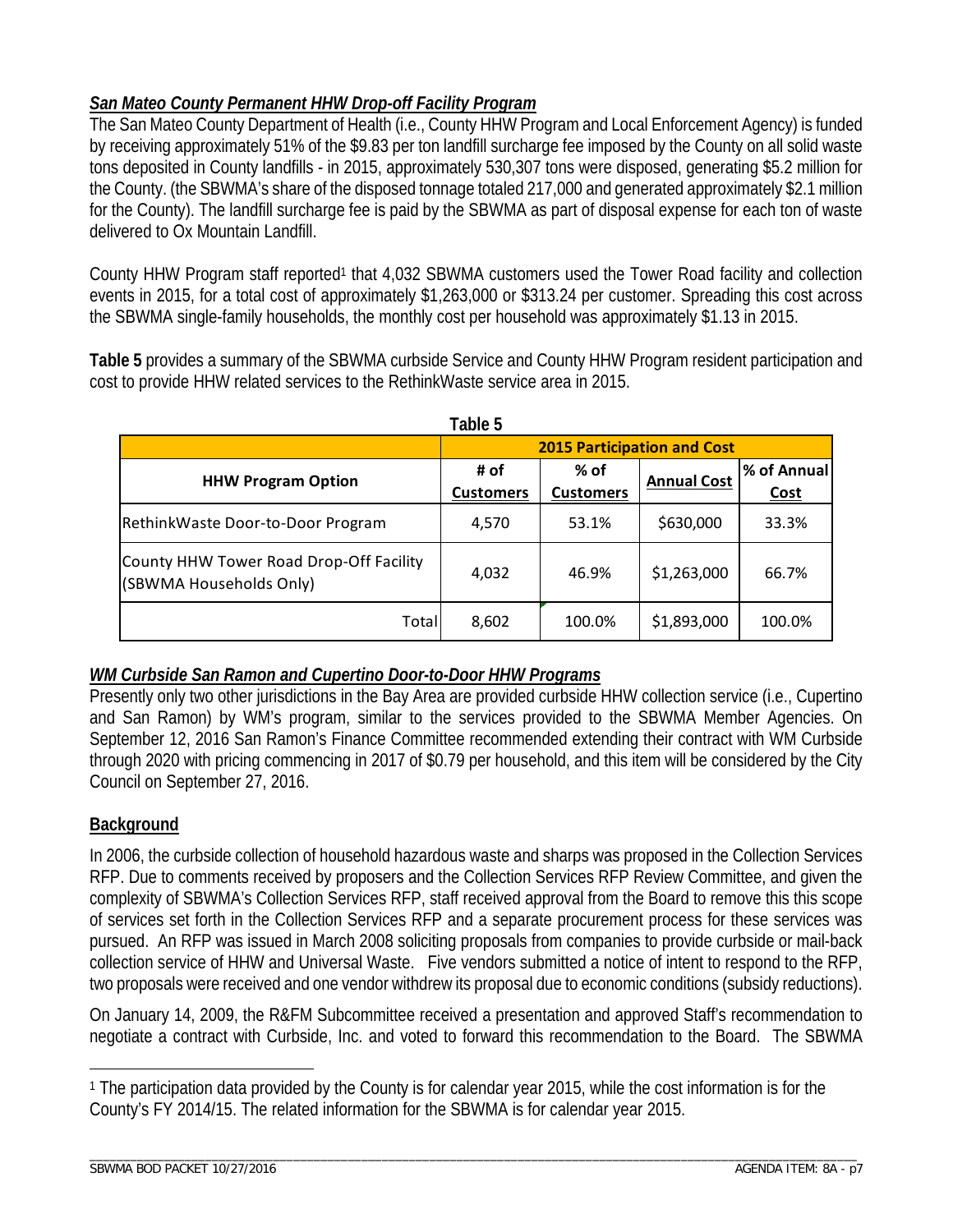***San Mateo County Permanent HHW Drop-off Facility Program***

The San Mateo County Department of Health (i.e., County HHW Program and Local Enforcement Agency) is funded by receiving approximately 51% of the $9.83 per ton landfill surcharge fee imposed by the County on all solid waste tons deposited in County landfills - in 2015, approximately 530,307 tons were disposed, generating $5.2 million for the County. (the SBWMA's share of the disposed tonnage totaled 217,000 and generated approximately $2.1 million for the County). The landfill surcharge fee is paid by the SBWMA as part of disposal expense for each ton of waste delivered to Ox Mountain Landfill.

County HHW Program staff reported[1] that 4,032 SBWMA customers used the Tower Road facility and collection events in 2015, for a total cost of approximately $1,263,000 or $313.24 per customer. Spreading this cost across the SBWMA single-family households, the monthly cost per household was approximately $1.13 in 2015.

**Table 5** provides a summary of the SBWMA curbside Service and County HHW Program resident participation and cost to provide HHW related services to the RethinkWaste service area in 2015.

**Table 5**

| | 2015 Participation and Cost | | | |
|---|---|---|---|---|
| **HHW Program Option** | **# of Customers** | **% of Customers** | **Annual Cost** | **% of Annual Cost** |
| RethinkWaste Door-to-Door Program | 4,570 | 53.1% | $630,000 | 33.3% |
| County HHW Tower Road Drop-Off Facility (SBWMA Households Only) | 4,032 | 46.9% | $1,263,000 | 66.7% |
| Total | 8,602 | 100.0% | $1,893,000 | 100.0% |

***WM Curbside San Ramon and Cupertino Door-to-Door HHW Programs***

Presently only two other jurisdictions in the Bay Area are provided curbside HHW collection service (i.e., Cupertino and San Ramon) by WM's program, similar to the services provided to the SBWMA Member Agencies. On September 12, 2016 San Ramon's Finance Committee recommended extending their contract with WM Curbside through 2020 with pricing commencing in 2017 of $0.79 per household, and this item will be considered by the City Council on September 27, 2016.

## Background

In 2006, the curbside collection of household hazardous waste and sharps was proposed in the Collection Services RFP. Due to comments received by proposers and the Collection Services RFP Review Committee, and given the complexity of SBWMA's Collection Services RFP, staff received approval from the Board to remove this this scope of services set forth in the Collection Services RFP and a separate procurement process for these services was pursued. An RFP was issued in March 2008 soliciting proposals from companies to provide curbside or mail-back collection service of HHW and Universal Waste. Five vendors submitted a notice of intent to respond to the RFP, two proposals were received and one vendor withdrew its proposal due to economic conditions (subsidy reductions).

On January 14, 2009, the R&FM Subcommittee received a presentation and approved Staff's recommendation to negotiate a contract with Curbside, Inc. and voted to forward this recommendation to the Board. The SBWMA

[1] The participation data provided by the County is for calendar year 2015, while the cost information is for the County's FY 2014/15. The related information for the SBWMA is for calendar year 2015.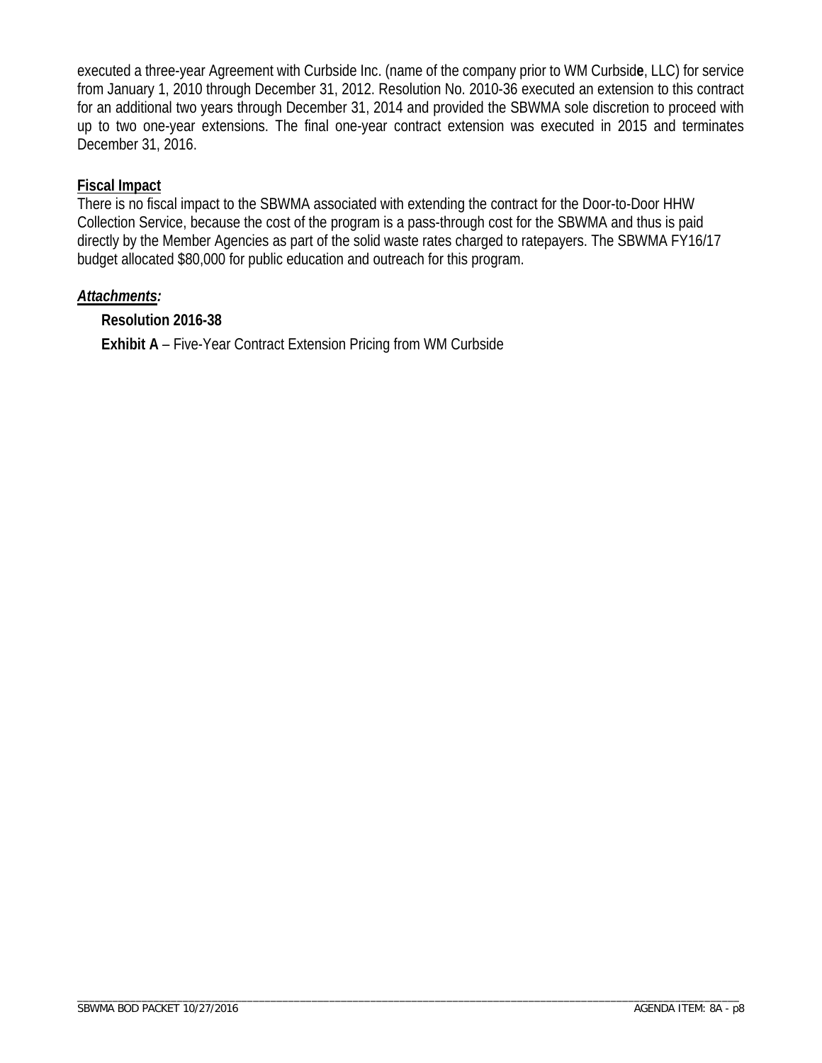executed a three-year Agreement with Curbside Inc. (name of the company prior to WM Curbside, LLC) for service from January 1, 2010 through December 31, 2012. Resolution No. 2010-36 executed an extension to this contract for an additional two years through December 31, 2014 and provided the SBWMA sole discretion to proceed with up to two one-year extensions. The final one-year contract extension was executed in 2015 and terminates December 31, 2016.

**Fiscal Impact**

There is no fiscal impact to the SBWMA associated with extending the contract for the Door-to-Door HHW Collection Service, because the cost of the program is a pass-through cost for the SBWMA and thus is paid directly by the Member Agencies as part of the solid waste rates charged to ratepayers. The SBWMA FY16/17 budget allocated $80,000 for public education and outreach for this program.

***Attachments:***

**Resolution 2016-38**

**Exhibit A** – Five-Year Contract Extension Pricing from WM Curbside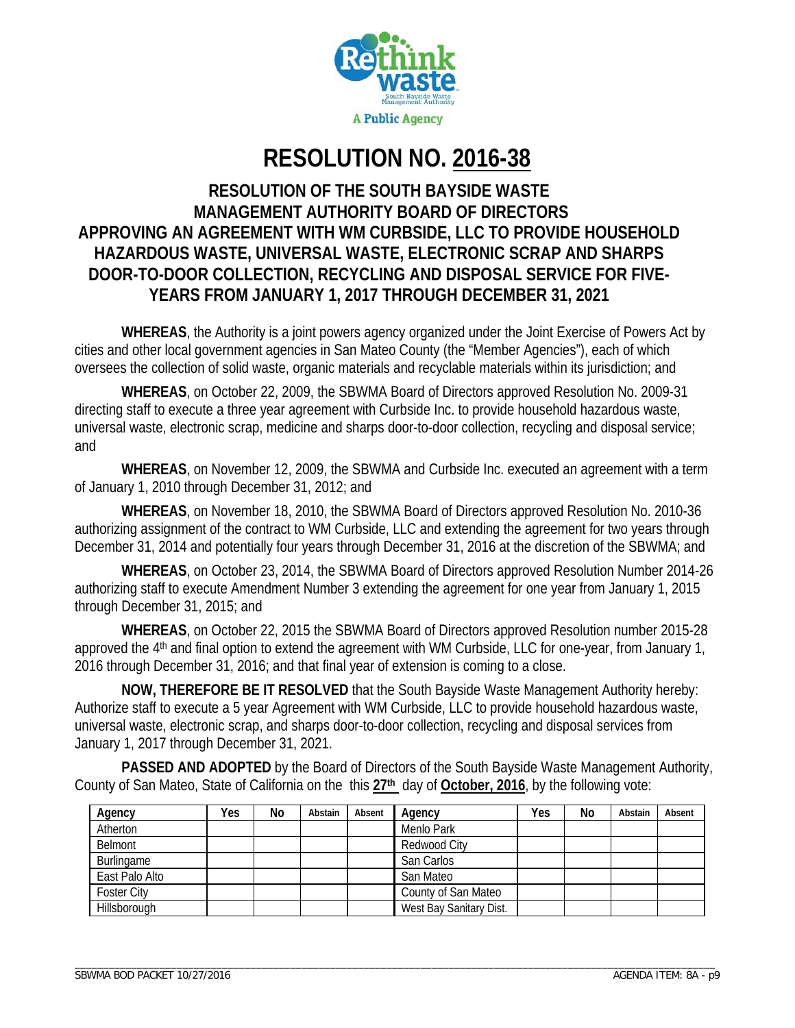# RESOLUTION NO. 2016-38

## RESOLUTION OF THE SOUTH BAYSIDE WASTE MANAGEMENT AUTHORITY BOARD OF DIRECTORS APPROVING AN AGREEMENT WITH WM CURBSIDE, LLC TO PROVIDE HOUSEHOLD HAZARDOUS WASTE, UNIVERSAL WASTE, ELECTRONIC SCRAP AND SHARPS DOOR-TO-DOOR COLLECTION, RECYCLING AND DISPOSAL SERVICE FOR FIVE-YEARS FROM JANUARY 1, 2017 THROUGH DECEMBER 31, 2021

**WHEREAS**, the Authority is a joint powers agency organized under the Joint Exercise of Powers Act by cities and other local government agencies in San Mateo County (the "Member Agencies"), each of which oversees the collection of solid waste, organic materials and recyclable materials within its jurisdiction; and

**WHEREAS**, on October 22, 2009, the SBWMA Board of Directors approved Resolution No. 2009-31 directing staff to execute a three year agreement with Curbside Inc. to provide household hazardous waste, universal waste, electronic scrap, medicine and sharps door-to-door collection, recycling and disposal service; and

**WHEREAS**, on November 12, 2009, the SBWMA and Curbside Inc. executed an agreement with a term of January 1, 2010 through December 31, 2012; and

**WHEREAS**, on November 18, 2010, the SBWMA Board of Directors approved Resolution No. 2010-36 authorizing assignment of the contract to WM Curbside, LLC and extending the agreement for two years through December 31, 2014 and potentially four years through December 31, 2016 at the discretion of the SBWMA; and

**WHEREAS**, on October 23, 2014, the SBWMA Board of Directors approved Resolution Number 2014-26 authorizing staff to execute Amendment Number 3 extending the agreement for one year from January 1, 2015 through December 31, 2015; and

**WHEREAS**, on October 22, 2015 the SBWMA Board of Directors approved Resolution number 2015-28 approved the 4th and final option to extend the agreement with WM Curbside, LLC for one-year, from January 1, 2016 through December 31, 2016; and that final year of extension is coming to a close.

**NOW, THEREFORE BE IT RESOLVED** that the South Bayside Waste Management Authority hereby: Authorize staff to execute a 5 year Agreement with WM Curbside, LLC to provide household hazardous waste, universal waste, electronic scrap, and sharps door-to-door collection, recycling and disposal services from January 1, 2017 through December 31, 2021.

**PASSED AND ADOPTED** by the Board of Directors of the South Bayside Waste Management Authority, County of San Mateo, State of California on the this **27th** day of **October, 2016**, by the following vote:

| Agency | Yes | No | Abstain | Absent | Agency | Yes | No | Abstain | Absent |
|---|---|---|---|---|---|---|---|---|---|
| Atherton | | | | | Menlo Park | | | | |
| Belmont | | | | | Redwood City | | | | |
| Burlingame | | | | | San Carlos | | | | |
| East Palo Alto | | | | | San Mateo | | | | |
| Foster City | | | | | County of San Mateo | | | | |
| Hillsborough | | | | | West Bay Sanitary Dist. | | | | |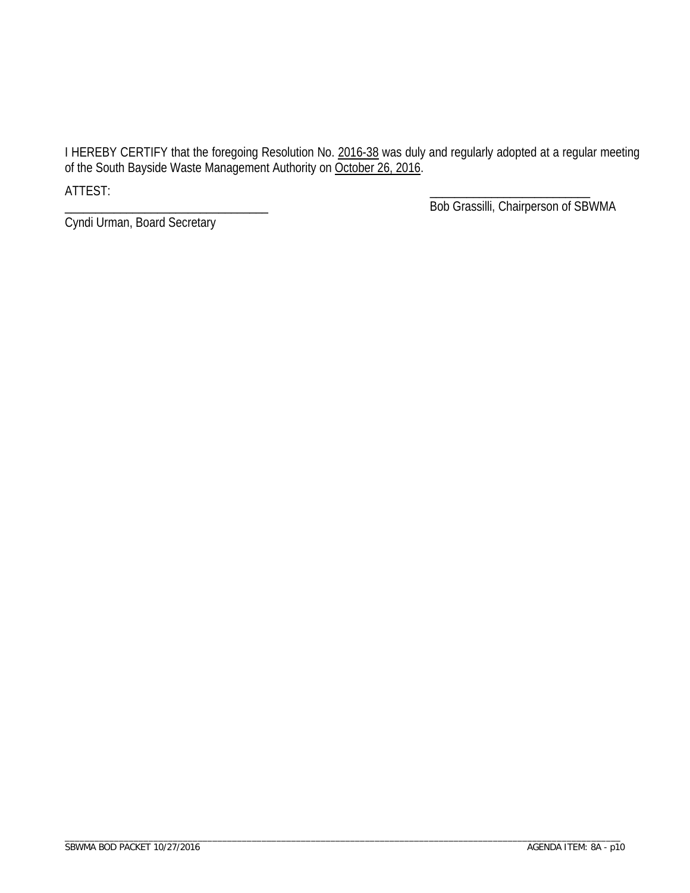I HEREBY CERTIFY that the foregoing Resolution No. 2016-38 was duly and regularly adopted at a regular meeting of the South Bayside Waste Management Authority on October 26, 2016.

ATTEST:

_________________________________
Cyndi Urman, Board Secretary

_________________________________
Bob Grassilli, Chairperson of SBWMA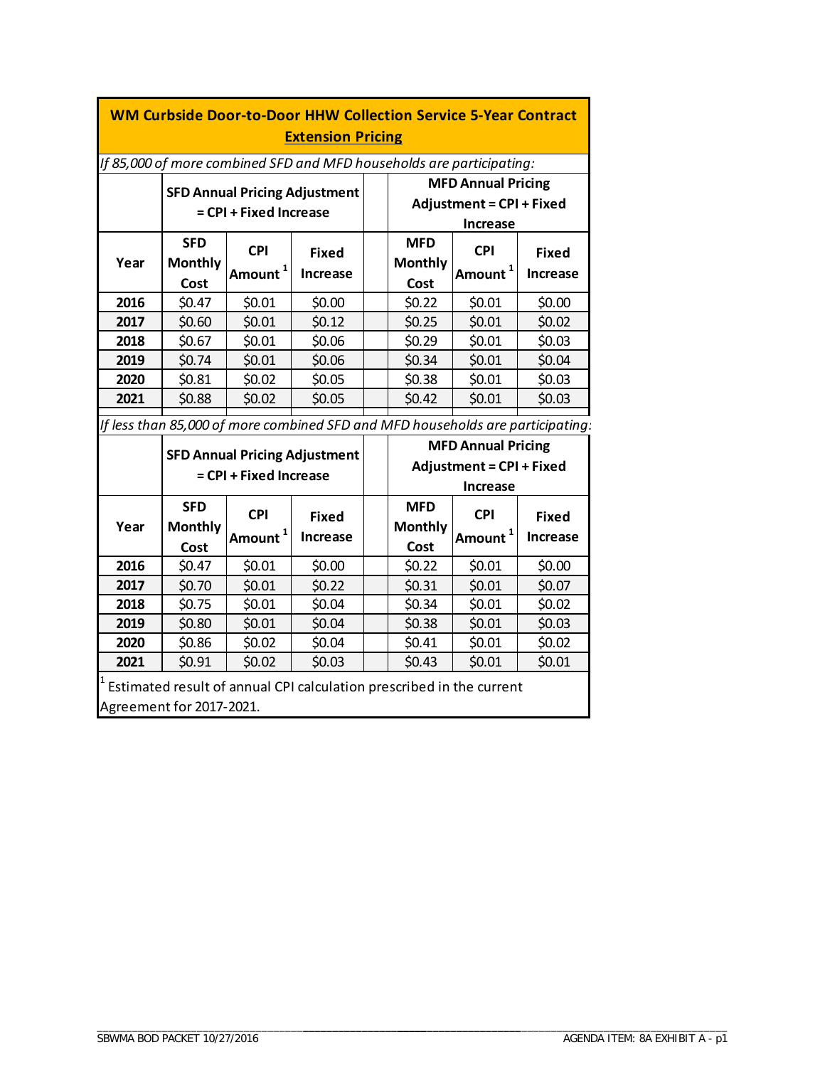## WM Curbside Door-to-Door HHW Collection Service 5-Year Contract **Extension Pricing**

*If 85,000 of more combined SFD and MFD households are participating:*

| | SFD Annual Pricing Adjustment = CPI + Fixed Increase | | | | MFD Annual Pricing Adjustment = CPI + Fixed Increase | | |
|---|---|---|---|---|---|---|---|
| **Year** | **SFD Monthly Cost** | **CPI Amount [1]** | **Fixed Increase** | | **MFD Monthly Cost** | **CPI Amount [1]** | **Fixed Increase** |
| **2016** | $0.47 | $0.01 | $0.00 | | $0.22 | $0.01 | $0.00 |
| **2017** | $0.60 | $0.01 | $0.12 | | $0.25 | $0.01 | $0.02 |
| **2018** | $0.67 | $0.01 | $0.06 | | $0.29 | $0.01 | $0.03 |
| **2019** | $0.74 | $0.01 | $0.06 | | $0.34 | $0.01 | $0.04 |
| **2020** | $0.81 | $0.02 | $0.05 | | $0.38 | $0.01 | $0.03 |
| **2021** | $0.88 | $0.02 | $0.05 | | $0.42 | $0.01 | $0.03 |

*If less than 85,000 of more combined SFD and MFD households are participating:*

| | SFD Annual Pricing Adjustment = CPI + Fixed Increase | | | | MFD Annual Pricing Adjustment = CPI + Fixed Increase | | |
|---|---|---|---|---|---|---|---|
| **Year** | **SFD Monthly Cost** | **CPI Amount [1]** | **Fixed Increase** | | **MFD Monthly Cost** | **CPI Amount [1]** | **Fixed Increase** |
| **2016** | $0.47 | $0.01 | $0.00 | | $0.22 | $0.01 | $0.00 |
| **2017** | $0.70 | $0.01 | $0.22 | | $0.31 | $0.01 | $0.07 |
| **2018** | $0.75 | $0.01 | $0.04 | | $0.34 | $0.01 | $0.02 |
| **2019** | $0.80 | $0.01 | $0.04 | | $0.38 | $0.01 | $0.03 |
| **2020** | $0.86 | $0.02 | $0.04 | | $0.41 | $0.01 | $0.02 |
| **2021** | $0.91 | $0.02 | $0.03 | | $0.43 | $0.01 | $0.01 |

[1] Estimated result of annual CPI calculation prescribed in the current Agreement for 2017-2021.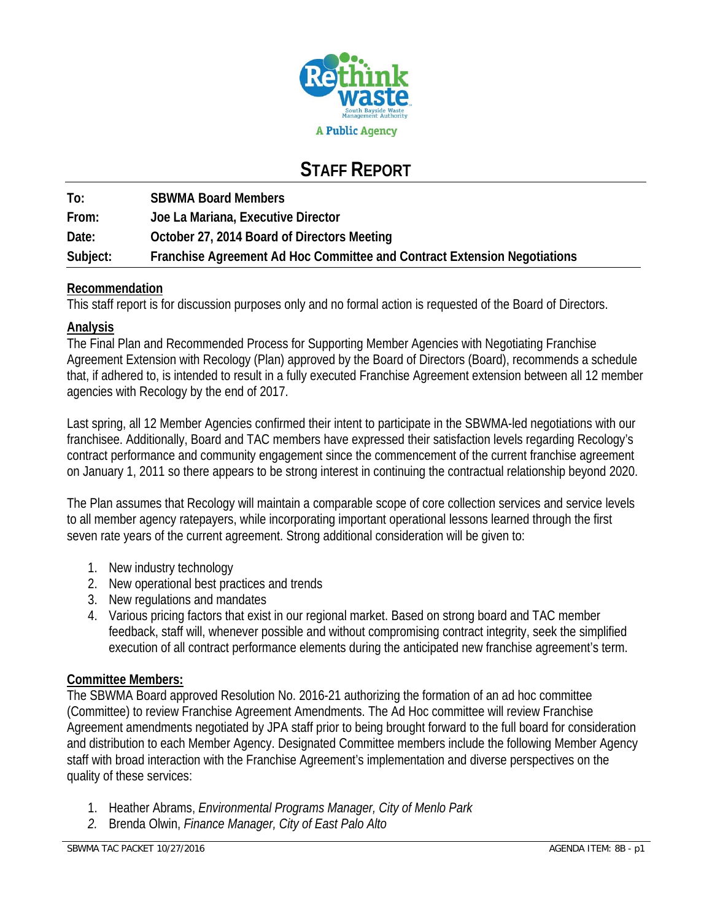# STAFF REPORT

**To:** SBWMA Board Members
**From:** Joe La Mariana, Executive Director
**Date:** October 27, 2014 Board of Directors Meeting
**Subject:** Franchise Agreement Ad Hoc Committee and Contract Extension Negotiations

**Recommendation**

This staff report is for discussion purposes only and no formal action is requested of the Board of Directors.

**Analysis**

The Final Plan and Recommended Process for Supporting Member Agencies with Negotiating Franchise Agreement Extension with Recology (Plan) approved by the Board of Directors (Board), recommends a schedule that, if adhered to, is intended to result in a fully executed Franchise Agreement extension between all 12 member agencies with Recology by the end of 2017.

Last spring, all 12 Member Agencies confirmed their intent to participate in the SBWMA-led negotiations with our franchisee. Additionally, Board and TAC members have expressed their satisfaction levels regarding Recology's contract performance and community engagement since the commencement of the current franchise agreement on January 1, 2011 so there appears to be strong interest in continuing the contractual relationship beyond 2020.

The Plan assumes that Recology will maintain a comparable scope of core collection services and service levels to all member agency ratepayers, while incorporating important operational lessons learned through the first seven rate years of the current agreement. Strong additional consideration will be given to:

1. New industry technology
2. New operational best practices and trends
3. New regulations and mandates
4. Various pricing factors that exist in our regional market. Based on strong board and TAC member feedback, staff will, whenever possible and without compromising contract integrity, seek the simplified execution of all contract performance elements during the anticipated new franchise agreement's term.

**Committee Members:**

The SBWMA Board approved Resolution No. 2016-21 authorizing the formation of an ad hoc committee (Committee) to review Franchise Agreement Amendments. The Ad Hoc committee will review Franchise Agreement amendments negotiated by JPA staff prior to being brought forward to the full board for consideration and distribution to each Member Agency. Designated Committee members include the following Member Agency staff with broad interaction with the Franchise Agreement's implementation and diverse perspectives on the quality of these services:

1. Heather Abrams, *Environmental Programs Manager, City of Menlo Park*
2. Brenda Olwin, *Finance Manager, City of East Palo Alto*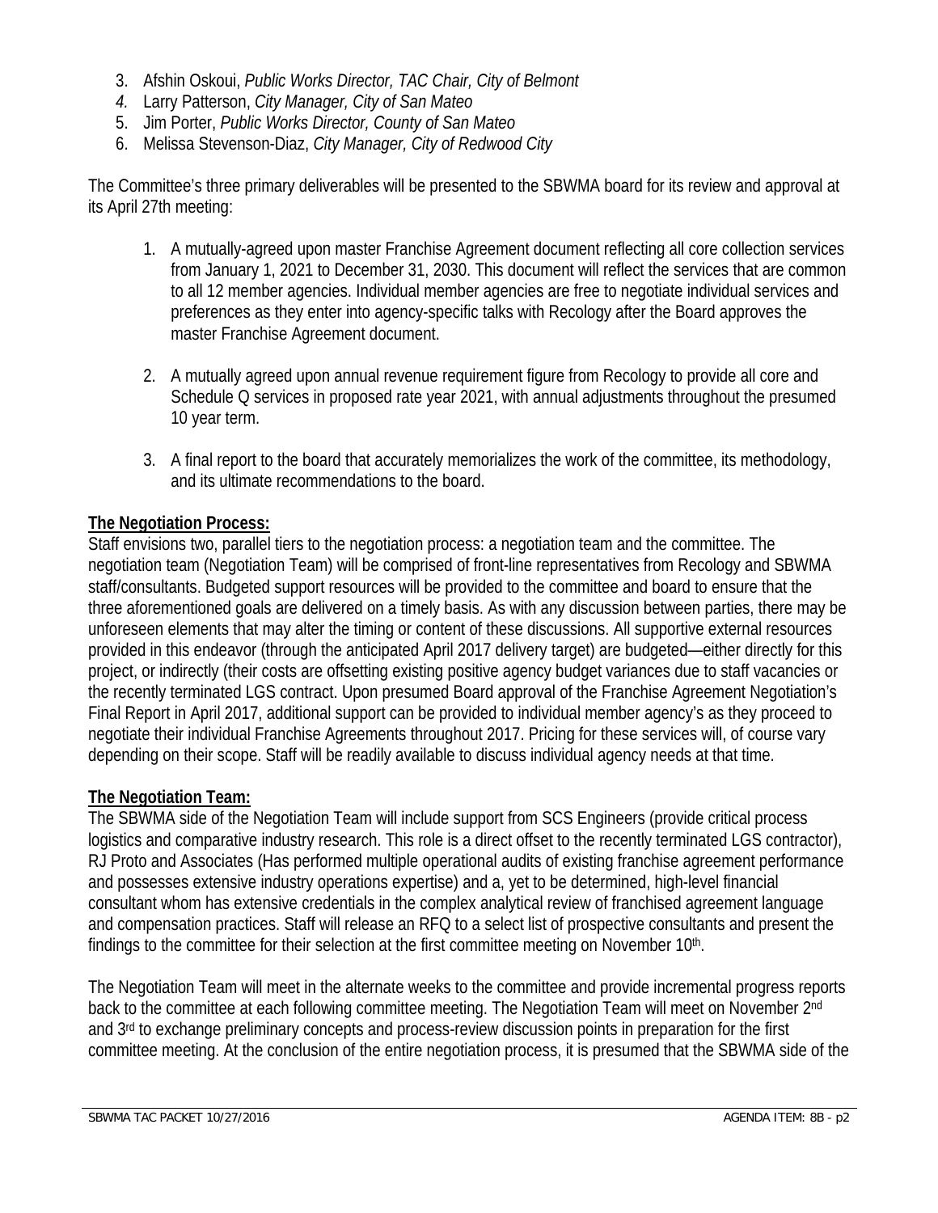3. Afshin Oskoui, *Public Works Director, TAC Chair, City of Belmont*
4. Larry Patterson, *City Manager, City of San Mateo*
5. Jim Porter, *Public Works Director, County of San Mateo*
6. Melissa Stevenson-Diaz, *City Manager, City of Redwood City*

The Committee's three primary deliverables will be presented to the SBWMA board for its review and approval at its April 27th meeting:

1. A mutually-agreed upon master Franchise Agreement document reflecting all core collection services from January 1, 2021 to December 31, 2030. This document will reflect the services that are common to all 12 member agencies. Individual member agencies are free to negotiate individual services and preferences as they enter into agency-specific talks with Recology after the Board approves the master Franchise Agreement document.

2. A mutually agreed upon annual revenue requirement figure from Recology to provide all core and Schedule Q services in proposed rate year 2021, with annual adjustments throughout the presumed 10 year term.

3. A final report to the board that accurately memorializes the work of the committee, its methodology, and its ultimate recommendations to the board.

**The Negotiation Process:**
Staff envisions two, parallel tiers to the negotiation process: a negotiation team and the committee. The negotiation team (Negotiation Team) will be comprised of front-line representatives from Recology and SBWMA staff/consultants. Budgeted support resources will be provided to the committee and board to ensure that the three aforementioned goals are delivered on a timely basis. As with any discussion between parties, there may be unforeseen elements that may alter the timing or content of these discussions. All supportive external resources provided in this endeavor (through the anticipated April 2017 delivery target) are budgeted—either directly for this project, or indirectly (their costs are offsetting existing positive agency budget variances due to staff vacancies or the recently terminated LGS contract. Upon presumed Board approval of the Franchise Agreement Negotiation's Final Report in April 2017, additional support can be provided to individual member agency's as they proceed to negotiate their individual Franchise Agreements throughout 2017. Pricing for these services will, of course vary depending on their scope. Staff will be readily available to discuss individual agency needs at that time.

**The Negotiation Team:**
The SBWMA side of the Negotiation Team will include support from SCS Engineers (provide critical process logistics and comparative industry research. This role is a direct offset to the recently terminated LGS contractor), RJ Proto and Associates (Has performed multiple operational audits of existing franchise agreement performance and possesses extensive industry operations expertise) and a, yet to be determined, high-level financial consultant whom has extensive credentials in the complex analytical review of franchised agreement language and compensation practices. Staff will release an RFQ to a select list of prospective consultants and present the findings to the committee for their selection at the first committee meeting on November 10th.

The Negotiation Team will meet in the alternate weeks to the committee and provide incremental progress reports back to the committee at each following committee meeting. The Negotiation Team will meet on November 2nd and 3rd to exchange preliminary concepts and process-review discussion points in preparation for the first committee meeting. At the conclusion of the entire negotiation process, it is presumed that the SBWMA side of the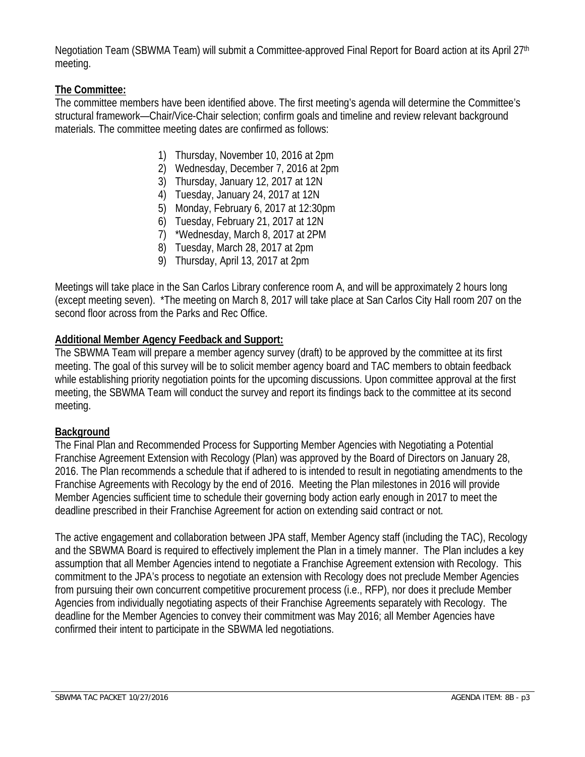Negotiation Team (SBWMA Team) will submit a Committee-approved Final Report for Board action at its April 27th meeting.

**The Committee:**

The committee members have been identified above. The first meeting's agenda will determine the Committee's structural framework—Chair/Vice-Chair selection; confirm goals and timeline and review relevant background materials. The committee meeting dates are confirmed as follows:

1) Thursday, November 10, 2016 at 2pm
2) Wednesday, December 7, 2016 at 2pm
3) Thursday, January 12, 2017 at 12N
4) Tuesday, January 24, 2017 at 12N
5) Monday, February 6, 2017 at 12:30pm
6) Tuesday, February 21, 2017 at 12N
7) *Wednesday, March 8, 2017 at 2PM
8) Tuesday, March 28, 2017 at 2pm
9) Thursday, April 13, 2017 at 2pm

Meetings will take place in the San Carlos Library conference room A, and will be approximately 2 hours long (except meeting seven). *The meeting on March 8, 2017 will take place at San Carlos City Hall room 207 on the second floor across from the Parks and Rec Office.

**Additional Member Agency Feedback and Support:**

The SBWMA Team will prepare a member agency survey (draft) to be approved by the committee at its first meeting. The goal of this survey will be to solicit member agency board and TAC members to obtain feedback while establishing priority negotiation points for the upcoming discussions. Upon committee approval at the first meeting, the SBWMA Team will conduct the survey and report its findings back to the committee at its second meeting.

**Background**

The Final Plan and Recommended Process for Supporting Member Agencies with Negotiating a Potential Franchise Agreement Extension with Recology (Plan) was approved by the Board of Directors on January 28, 2016. The Plan recommends a schedule that if adhered to is intended to result in negotiating amendments to the Franchise Agreements with Recology by the end of 2016. Meeting the Plan milestones in 2016 will provide Member Agencies sufficient time to schedule their governing body action early enough in 2017 to meet the deadline prescribed in their Franchise Agreement for action on extending said contract or not.

The active engagement and collaboration between JPA staff, Member Agency staff (including the TAC), Recology and the SBWMA Board is required to effectively implement the Plan in a timely manner. The Plan includes a key assumption that all Member Agencies intend to negotiate a Franchise Agreement extension with Recology. This commitment to the JPA's process to negotiate an extension with Recology does not preclude Member Agencies from pursuing their own concurrent competitive procurement process (i.e., RFP), nor does it preclude Member Agencies from individually negotiating aspects of their Franchise Agreements separately with Recology. The deadline for the Member Agencies to convey their commitment was May 2016; all Member Agencies have confirmed their intent to participate in the SBWMA led negotiations.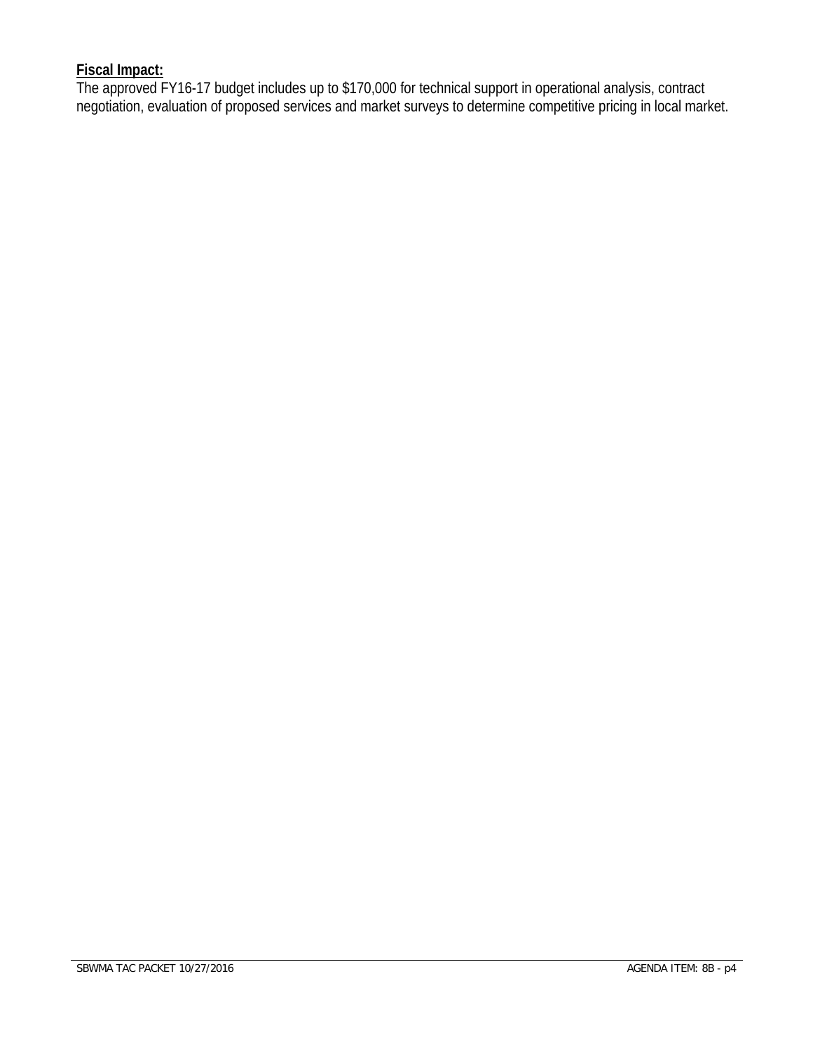**Fiscal Impact:**

The approved FY16-17 budget includes up to $170,000 for technical support in operational analysis, contract negotiation, evaluation of proposed services and market surveys to determine competitive pricing in local market.